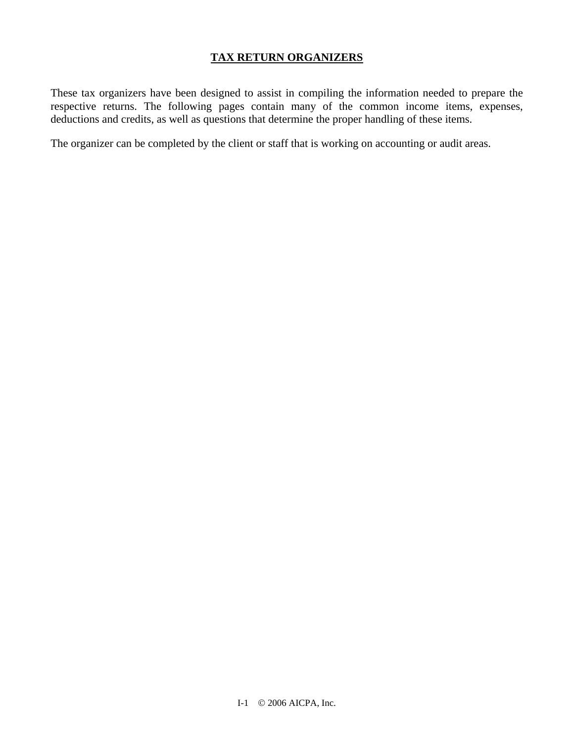# TAX RETURN ORGANIZERS

These tax organizers have been designed to assist in compiling the information needed to prepare the respective returns. The following pages contain many of the common income items, expenses, deductions and credits, as well as questions that determine the proper handling of these items.

The organizer can be completed by the client or staff that is working on accounting or audit areas.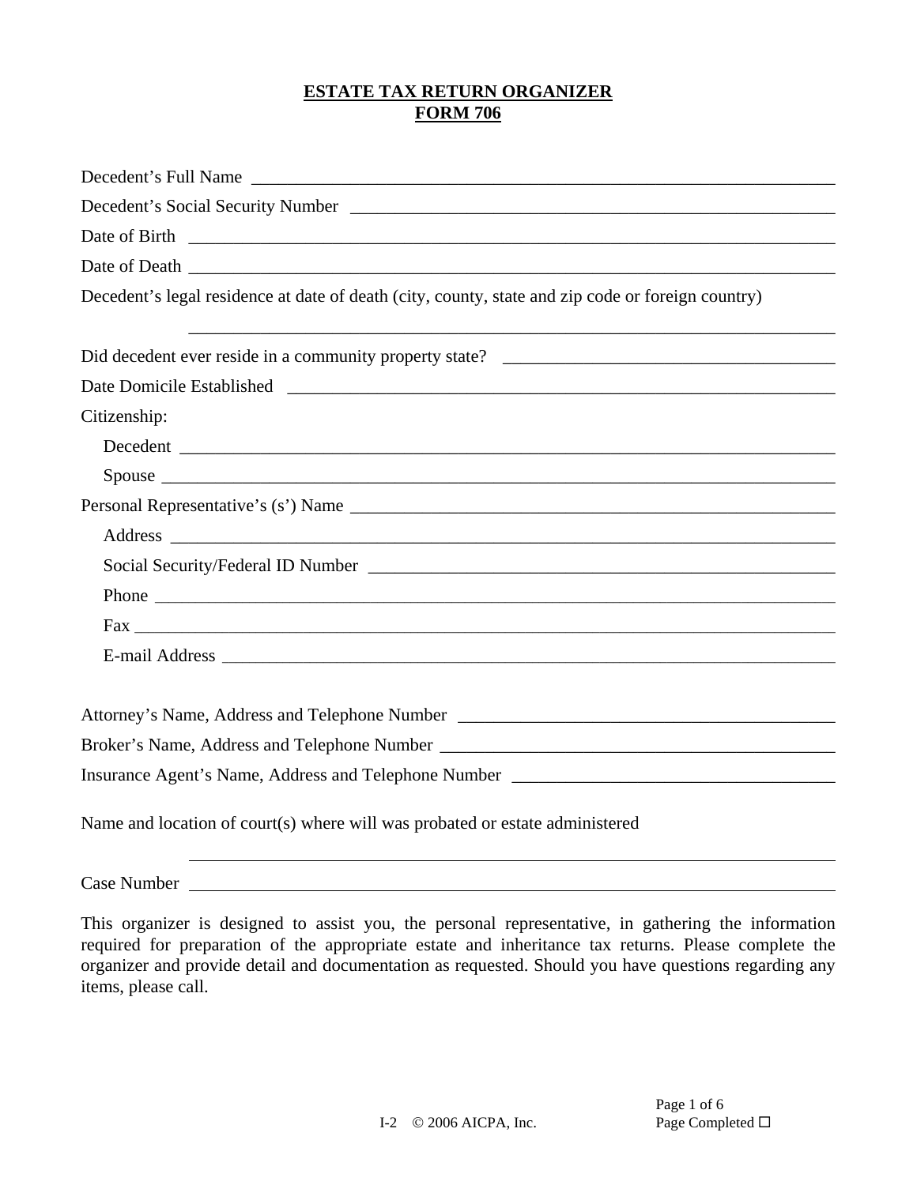# ESTATE TAX RETURN ORGANIZER
## FORM 706

Decedent's Full Name ______________________________

Decedent's Social Security Number ______________________________

Date of Birth ______________________________

Date of Death ______________________________

Decedent's legal residence at date of death (city, county, state and zip code or foreign country)

______________________________

Did decedent ever reside in a community property state? ______________________________

Date Domicile Established ______________________________

Citizenship:

- Decedent ______________________________
- Spouse ______________________________

Personal Representative's (s') Name ______________________________

- Address ______________________________
- Social Security/Federal ID Number ______________________________
- Phone ______________________________
- Fax ______________________________
- E-mail Address ______________________________

Attorney's Name, Address and Telephone Number ______________________________

Broker's Name, Address and Telephone Number ______________________________

Insurance Agent's Name, Address and Telephone Number ______________________________

Name and location of court(s) where will was probated or estate administered

______________________________

Case Number ______________________________

This organizer is designed to assist you, the personal representative, in gathering the information required for preparation of the appropriate estate and inheritance tax returns. Please complete the organizer and provide detail and documentation as requested. Should you have questions regarding any items, please call.

Page Completed ☐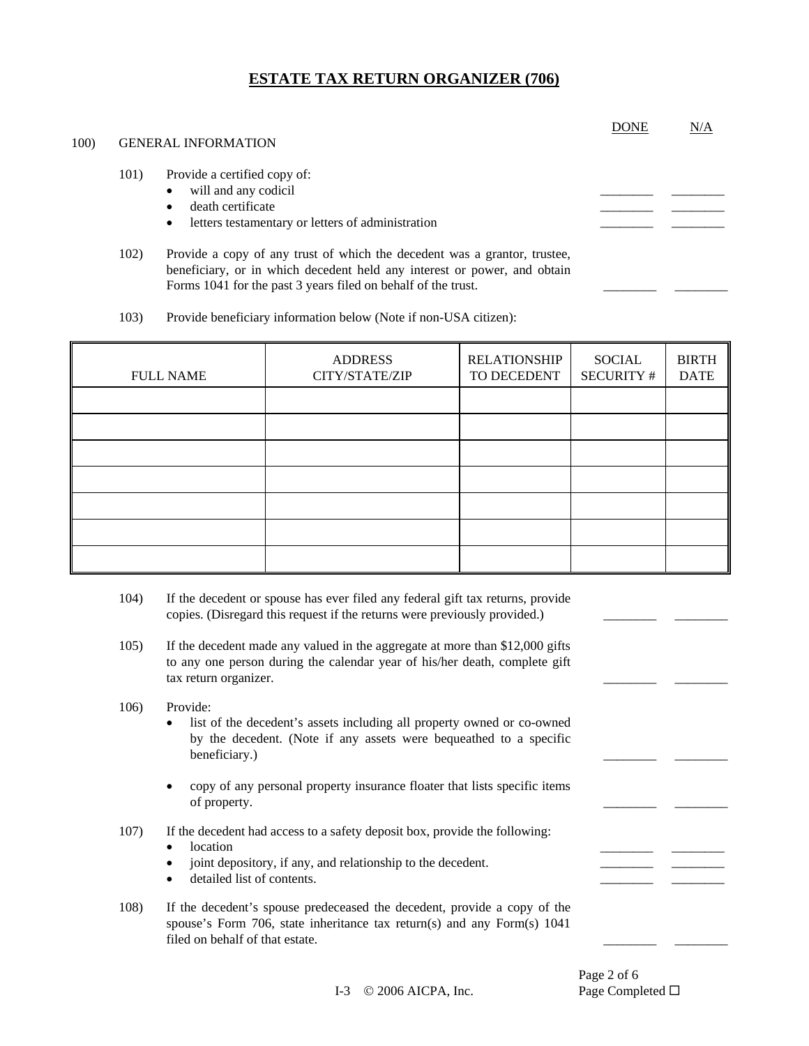# ESTATE TAX RETURN ORGANIZER (706)

| | | DONE | N/A |
|---|---|---|---|
| **100)** | **GENERAL INFORMATION** | | |
| 101) | Provide a certified copy of: | | |
| | • will and any codicil | ________ | ________ |
| | • death certificate | ________ | ________ |
| | • letters testamentary or letters of administration | ________ | ________ |
| 102) | Provide a copy of any trust of which the decedent was a grantor, trustee, beneficiary, or in which decedent held any interest or power, and obtain Forms 1041 for the past 3 years filed on behalf of the trust. | ________ | ________ |
| 103) | Provide beneficiary information below (Note if non-USA citizen): | | |

| FULL NAME | ADDRESS CITY/STATE/ZIP | RELATIONSHIP TO DECEDENT | SOCIAL SECURITY # | BIRTH DATE |
|---|---|---|---|---|
| | | | | |
| | | | | |
| | | | | |
| | | | | |
| | | | | |
| | | | | |
| | | | | |

| | | DONE | N/A |
|---|---|---|---|
| 104) | If the decedent or spouse has ever filed any federal gift tax returns, provide copies. (Disregard this request if the returns were previously provided.) | ________ | ________ |
| 105) | If the decedent made any valued in the aggregate at more than $12,000 gifts to any one person during the calendar year of his/her death, complete gift tax return organizer. | ________ | ________ |
| 106) | Provide: | | |
| | • list of the decedent's assets including all property owned or co-owned by the decedent. (Note if any assets were bequeathed to a specific beneficiary.) | ________ | ________ |
| | • copy of any personal property insurance floater that lists specific items of property. | ________ | ________ |
| 107) | If the decedent had access to a safety deposit box, provide the following: | | |
| | • location | ________ | ________ |
| | • joint depository, if any, and relationship to the decedent. | ________ | ________ |
| | • detailed list of contents. | ________ | ________ |
| 108) | If the decedent's spouse predeceased the decedent, provide a copy of the spouse's Form 706, state inheritance tax return(s) and any Form(s) 1041 filed on behalf of that estate. | ________ | ________ |

Page Completed ☐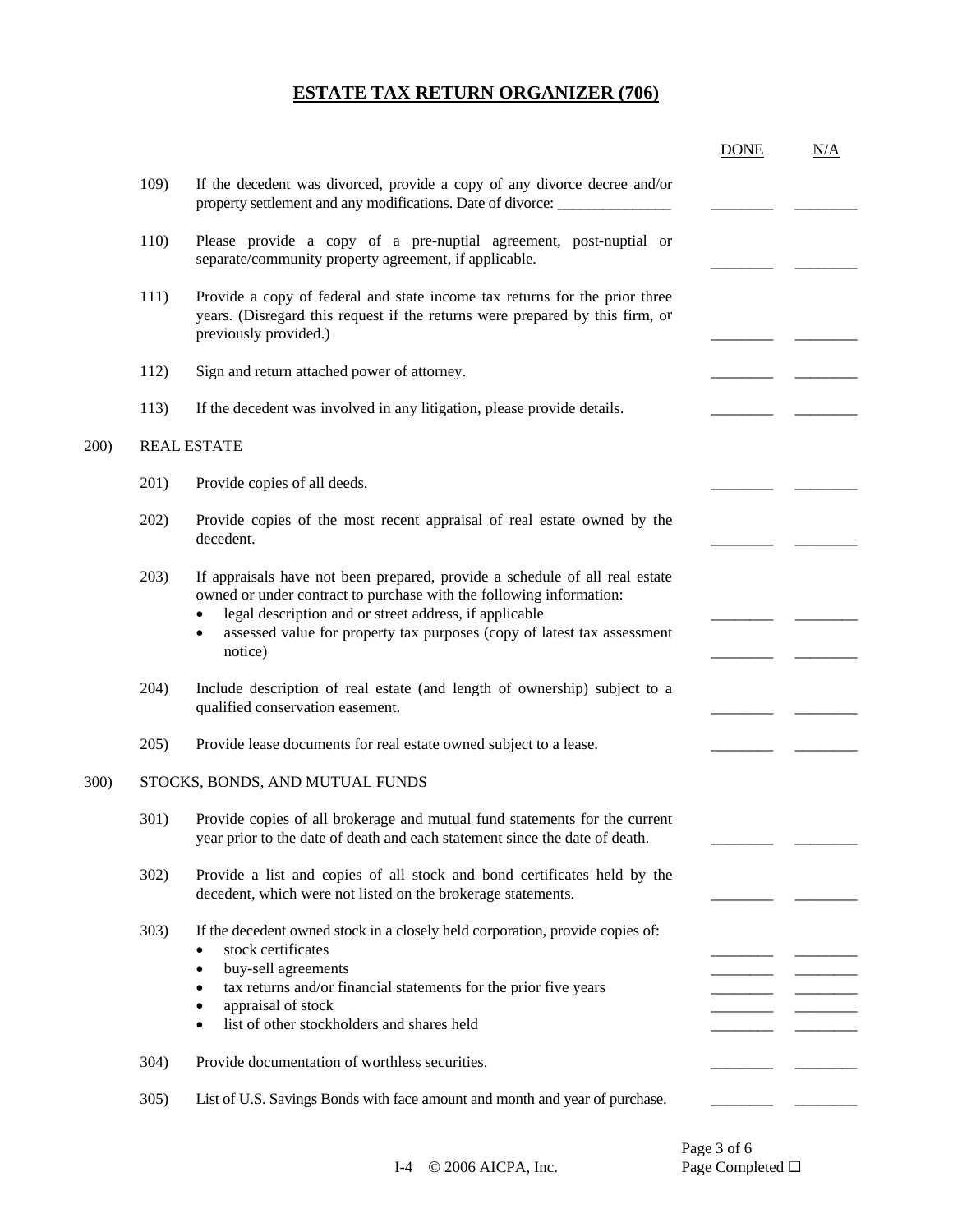# ESTATE TAX RETURN ORGANIZER (706)

| | | | DONE | N/A |
|---|---|---|---|---|
| | 109) | If the decedent was divorced, provide a copy of any divorce decree and/or property settlement and any modifications. Date of divorce: _______________ | ________ | ________ |
| | 110) | Please provide a copy of a pre-nuptial agreement, post-nuptial or separate/community property agreement, if applicable. | ________ | ________ |
| | 111) | Provide a copy of federal and state income tax returns for the prior three years. (Disregard this request if the returns were prepared by this firm, or previously provided.) | ________ | ________ |
| | 112) | Sign and return attached power of attorney. | ________ | ________ |
| | 113) | If the decedent was involved in any litigation, please provide details. | ________ | ________ |
| 200) | REAL ESTATE | | | |
| | 201) | Provide copies of all deeds. | ________ | ________ |
| | 202) | Provide copies of the most recent appraisal of real estate owned by the decedent. | ________ | ________ |
| | 203) | If appraisals have not been prepared, provide a schedule of all real estate owned or under contract to purchase with the following information: | | |
| | | • legal description and or street address, if applicable | ________ | ________ |
| | | • assessed value for property tax purposes (copy of latest tax assessment notice) | ________ | ________ |
| | 204) | Include description of real estate (and length of ownership) subject to a qualified conservation easement. | ________ | ________ |
| | 205) | Provide lease documents for real estate owned subject to a lease. | ________ | ________ |
| 300) | STOCKS, BONDS, AND MUTUAL FUNDS | | | |
| | 301) | Provide copies of all brokerage and mutual fund statements for the current year prior to the date of death and each statement since the date of death. | ________ | ________ |
| | 302) | Provide a list and copies of all stock and bond certificates held by the decedent, which were not listed on the brokerage statements. | ________ | ________ |
| | 303) | If the decedent owned stock in a closely held corporation, provide copies of: | | |
| | | • stock certificates | ________ | ________ |
| | | • buy-sell agreements | ________ | ________ |
| | | • tax returns and/or financial statements for the prior five years | ________ | ________ |
| | | • appraisal of stock | ________ | ________ |
| | | • list of other stockholders and shares held | ________ | ________ |
| | 304) | Provide documentation of worthless securities. | ________ | ________ |
| | 305) | List of U.S. Savings Bonds with face amount and month and year of purchase. | ________ | ________ |

I-4 © 2006 AICPA, Inc.

Page Completed ☐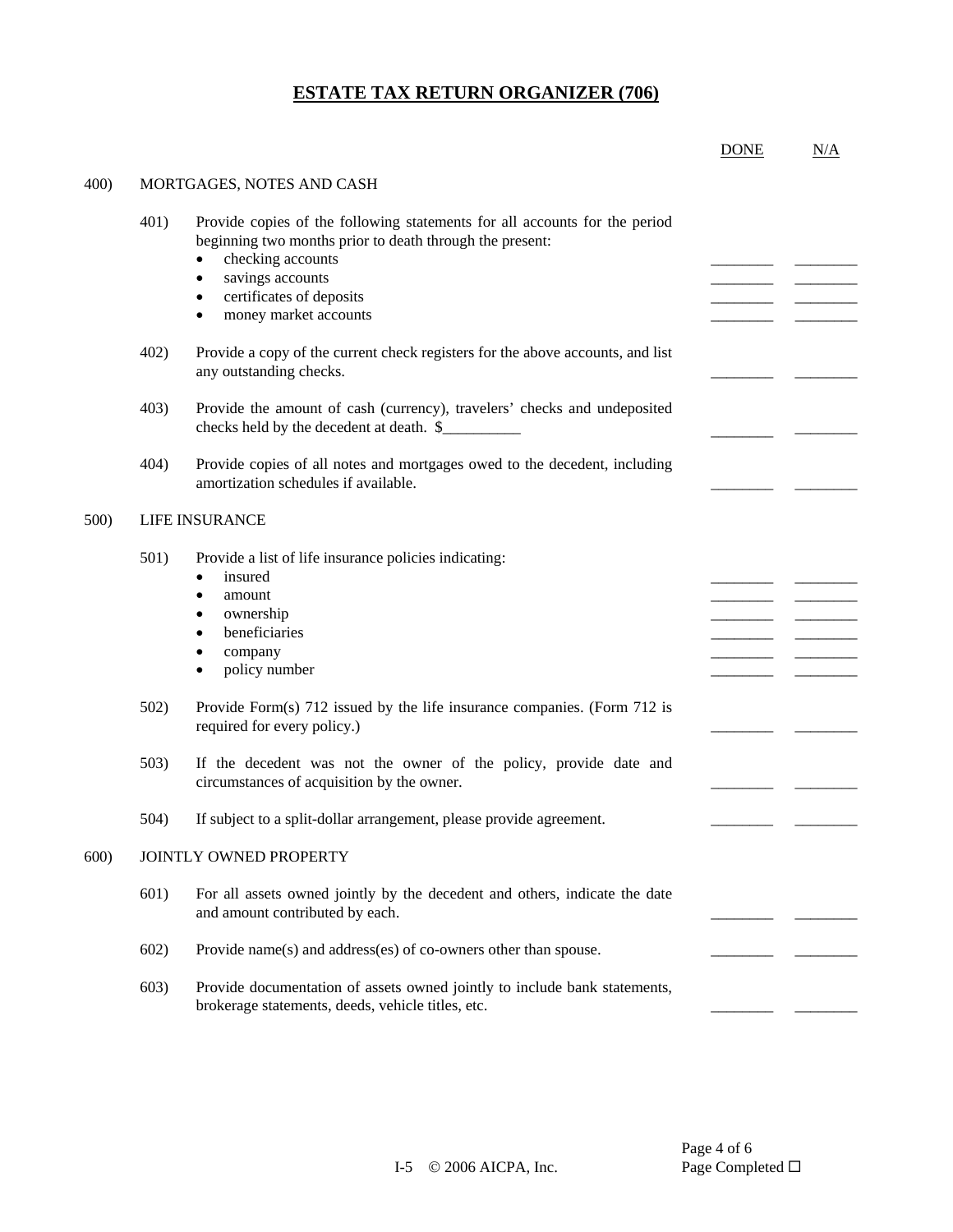# ESTATE TAX RETURN ORGANIZER (706)

| | | DONE | N/A |
|---|---|---|---|
| **400)** | **MORTGAGES, NOTES AND CASH** | | |
| 401) | Provide copies of the following statements for all accounts for the period beginning two months prior to death through the present: | | |
| | • checking accounts | ________ | ________ |
| | • savings accounts | ________ | ________ |
| | • certificates of deposits | ________ | ________ |
| | • money market accounts | ________ | ________ |
| 402) | Provide a copy of the current check registers for the above accounts, and list any outstanding checks. | ________ | ________ |
| 403) | Provide the amount of cash (currency), travelers' checks and undeposited checks held by the decedent at death. $__________ | ________ | ________ |
| 404) | Provide copies of all notes and mortgages owed to the decedent, including amortization schedules if available. | ________ | ________ |
| **500)** | **LIFE INSURANCE** | | |
| 501) | Provide a list of life insurance policies indicating: | | |
| | • insured | ________ | ________ |
| | • amount | ________ | ________ |
| | • ownership | ________ | ________ |
| | • beneficiaries | ________ | ________ |
| | • company | ________ | ________ |
| | • policy number | ________ | ________ |
| 502) | Provide Form(s) 712 issued by the life insurance companies. (Form 712 is required for every policy.) | ________ | ________ |
| 503) | If the decedent was not the owner of the policy, provide date and circumstances of acquisition by the owner. | ________ | ________ |
| 504) | If subject to a split-dollar arrangement, please provide agreement. | ________ | ________ |
| **600)** | **JOINTLY OWNED PROPERTY** | | |
| 601) | For all assets owned jointly by the decedent and others, indicate the date and amount contributed by each. | ________ | ________ |
| 602) | Provide name(s) and address(es) of co-owners other than spouse. | ________ | ________ |
| 603) | Provide documentation of assets owned jointly to include bank statements, brokerage statements, deeds, vehicle titles, etc. | ________ | ________ |

Page Completed ☐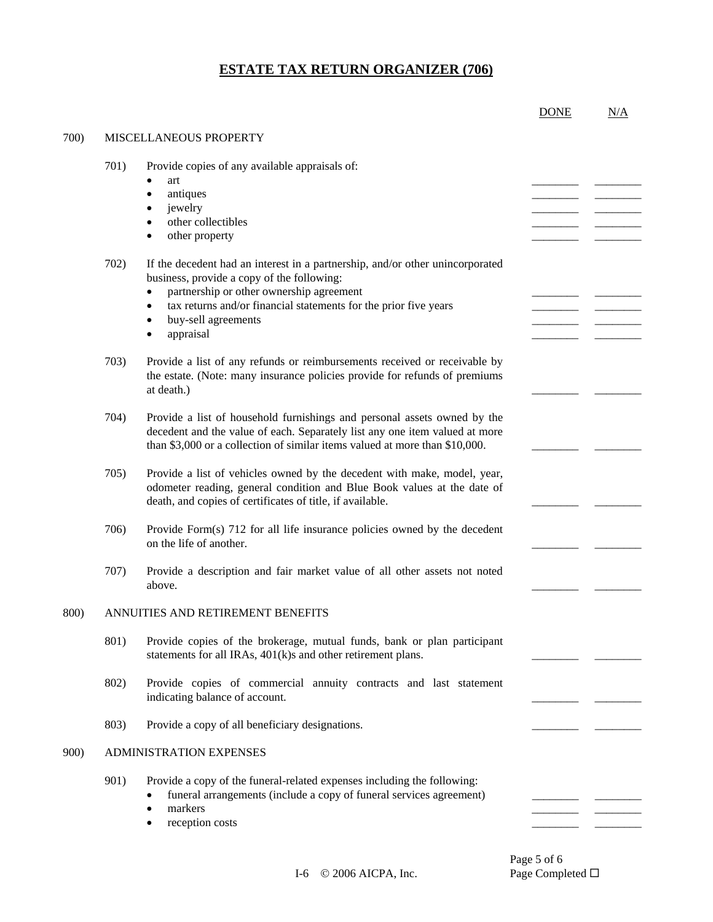# ESTATE TAX RETURN ORGANIZER (706)

| | | | DONE | N/A |
|---|---|---|---|---|
| 700) | MISCELLANEOUS PROPERTY | | | |
| | 701) | Provide copies of any available appraisals of: | | |
| | | • art | ________ | ________ |
| | | • antiques | ________ | ________ |
| | | • jewelry | ________ | ________ |
| | | • other collectibles | ________ | ________ |
| | | • other property | ________ | ________ |
| | 702) | If the decedent had an interest in a partnership, and/or other unincorporated business, provide a copy of the following: | | |
| | | • partnership or other ownership agreement | ________ | ________ |
| | | • tax returns and/or financial statements for the prior five years | ________ | ________ |
| | | • buy-sell agreements | ________ | ________ |
| | | • appraisal | ________ | ________ |
| | 703) | Provide a list of any refunds or reimbursements received or receivable by the estate. (Note: many insurance policies provide for refunds of premiums at death.) | ________ | ________ |
| | 704) | Provide a list of household furnishings and personal assets owned by the decedent and the value of each. Separately list any one item valued at more than $3,000 or a collection of similar items valued at more than $10,000. | ________ | ________ |
| | 705) | Provide a list of vehicles owned by the decedent with make, model, year, odometer reading, general condition and Blue Book values at the date of death, and copies of certificates of title, if available. | ________ | ________ |
| | 706) | Provide Form(s) 712 for all life insurance policies owned by the decedent on the life of another. | ________ | ________ |
| | 707) | Provide a description and fair market value of all other assets not noted above. | ________ | ________ |
| 800) | ANNUITIES AND RETIREMENT BENEFITS | | | |
| | 801) | Provide copies of the brokerage, mutual funds, bank or plan participant statements for all IRAs, 401(k)s and other retirement plans. | ________ | ________ |
| | 802) | Provide copies of commercial annuity contracts and last statement indicating balance of account. | ________ | ________ |
| | 803) | Provide a copy of all beneficiary designations. | ________ | ________ |
| 900) | ADMINISTRATION EXPENSES | | | |
| | 901) | Provide a copy of the funeral-related expenses including the following: | | |
| | | • funeral arrangements (include a copy of funeral services agreement) | ________ | ________ |
| | | • markers | ________ | ________ |
| | | • reception costs | ________ | ________ |

I-6 © 2006 AICPA, Inc.

Page Completed ☐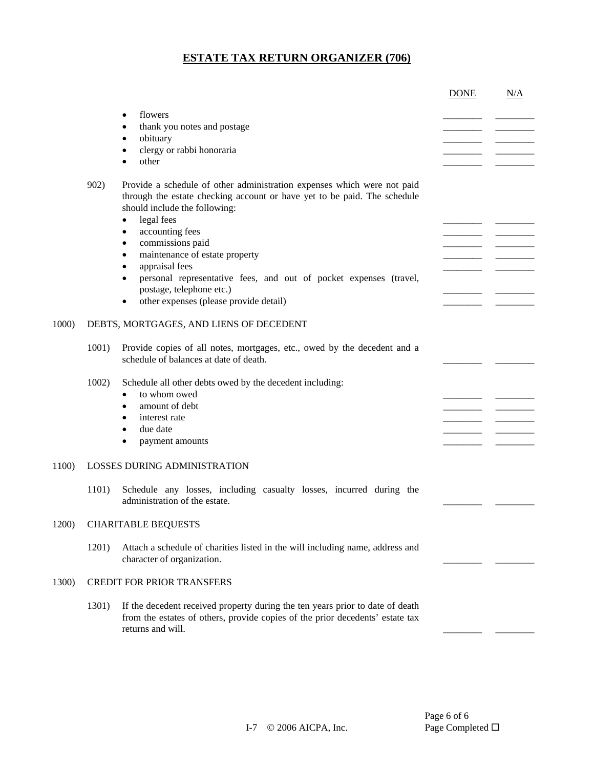# ESTATE TAX RETURN ORGANIZER (706)

| | DONE | N/A |
|---|---|---|
| • flowers | ________ | ________ |
| • thank you notes and postage | ________ | ________ |
| • obituary | ________ | ________ |
| • clergy or rabbi honoraria | ________ | ________ |
| • other | ________ | ________ |
| 902) Provide a schedule of other administration expenses which were not paid through the estate checking account or have yet to be paid. The schedule should include the following: | | |
| • legal fees | ________ | ________ |
| • accounting fees | ________ | ________ |
| • commissions paid | ________ | ________ |
| • maintenance of estate property | ________ | ________ |
| • appraisal fees | ________ | ________ |
| • personal representative fees, and out of pocket expenses (travel, postage, telephone etc.) | ________ | ________ |
| • other expenses (please provide detail) | ________ | ________ |
| **1000) DEBTS, MORTGAGES, AND LIENS OF DECEDENT** | | |
| 1001) Provide copies of all notes, mortgages, etc., owed by the decedent and a schedule of balances at date of death. | ________ | ________ |
| 1002) Schedule all other debts owed by the decedent including: | | |
| • to whom owed | ________ | ________ |
| • amount of debt | ________ | ________ |
| • interest rate | ________ | ________ |
| • due date | ________ | ________ |
| • payment amounts | ________ | ________ |
| **1100) LOSSES DURING ADMINISTRATION** | | |
| 1101) Schedule any losses, including casualty losses, incurred during the administration of the estate. | ________ | ________ |
| **1200) CHARITABLE BEQUESTS** | | |
| 1201) Attach a schedule of charities listed in the will including name, address and character of organization. | ________ | ________ |
| **1300) CREDIT FOR PRIOR TRANSFERS** | | |
| 1301) If the decedent received property during the ten years prior to date of death from the estates of others, provide copies of the prior decedents' estate tax returns and will. | ________ | ________ |

Page Completed ☐